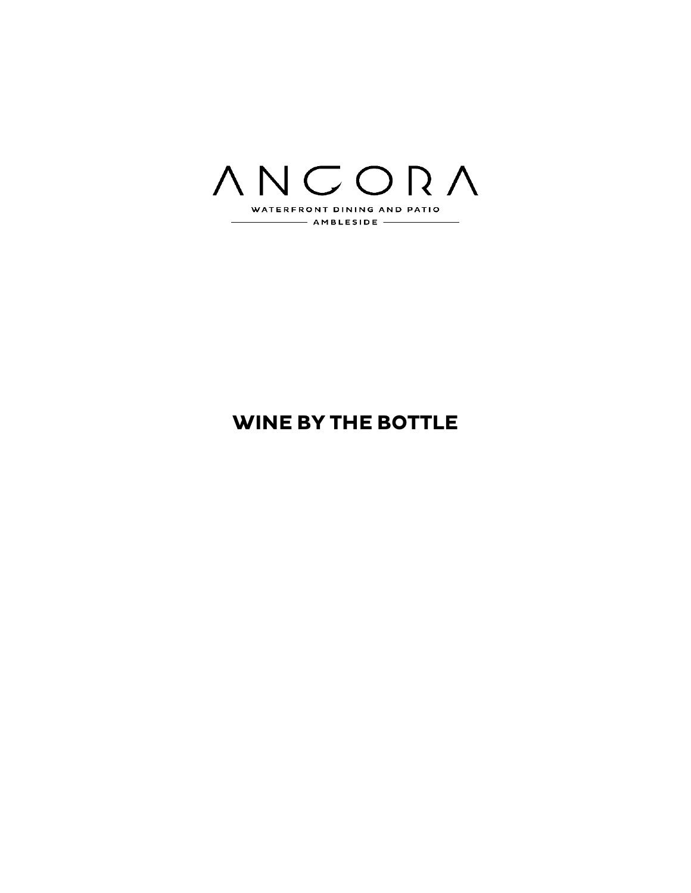# ANCORA

WATERFRONT DINING AND PATIO

AMBLESIDE

## WINE BY THE BOTTLE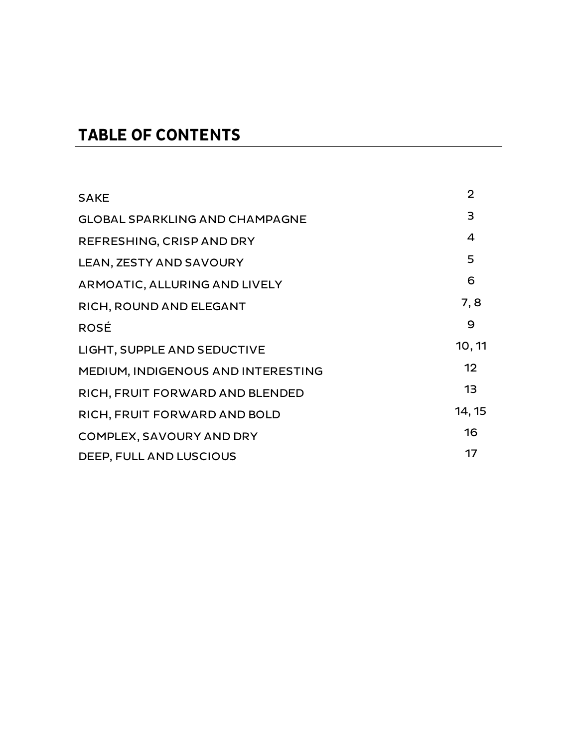# TABLE OF CONTENTS

| | |
|---|---|
| SAKE | 2 |
| GLOBAL SPARKLING AND CHAMPAGNE | 3 |
| REFRESHING, CRISP AND DRY | 4 |
| LEAN, ZESTY AND SAVOURY | 5 |
| ARMOATIC, ALLURING AND LIVELY | 6 |
| RICH, ROUND AND ELEGANT | 7, 8 |
| ROSÉ | 9 |
| LIGHT, SUPPLE AND SEDUCTIVE | 10, 11 |
| MEDIUM, INDIGENOUS AND INTERESTING | 12 |
| RICH, FRUIT FORWARD AND BLENDED | 13 |
| RICH, FRUIT FORWARD AND BOLD | 14, 15 |
| COMPLEX, SAVOURY AND DRY | 16 |
| DEEP, FULL AND LUSCIOUS | 17 |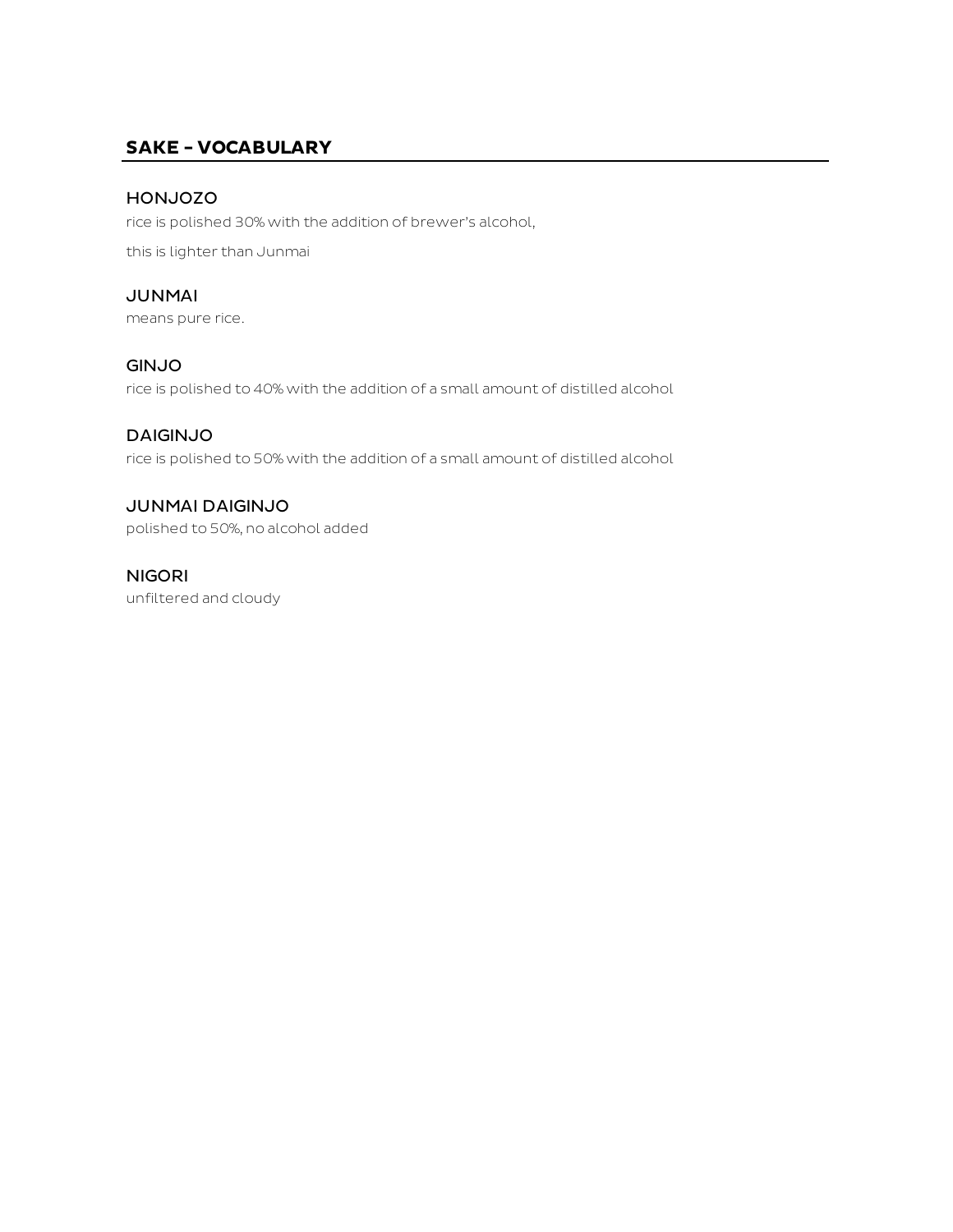## SAKE – VOCABULARY

### HONJOZO

rice is polished 30% with the addition of brewer's alcohol,

this is lighter than Junmai

### JUNMAI

means pure rice.

### GINJO

rice is polished to 40% with the addition of a small amount of distilled alcohol

### DAIGINJO

rice is polished to 50% with the addition of a small amount of distilled alcohol

### JUNMAI DAIGINJO

polished to 50%, no alcohol added

### NIGORI

unfiltered and cloudy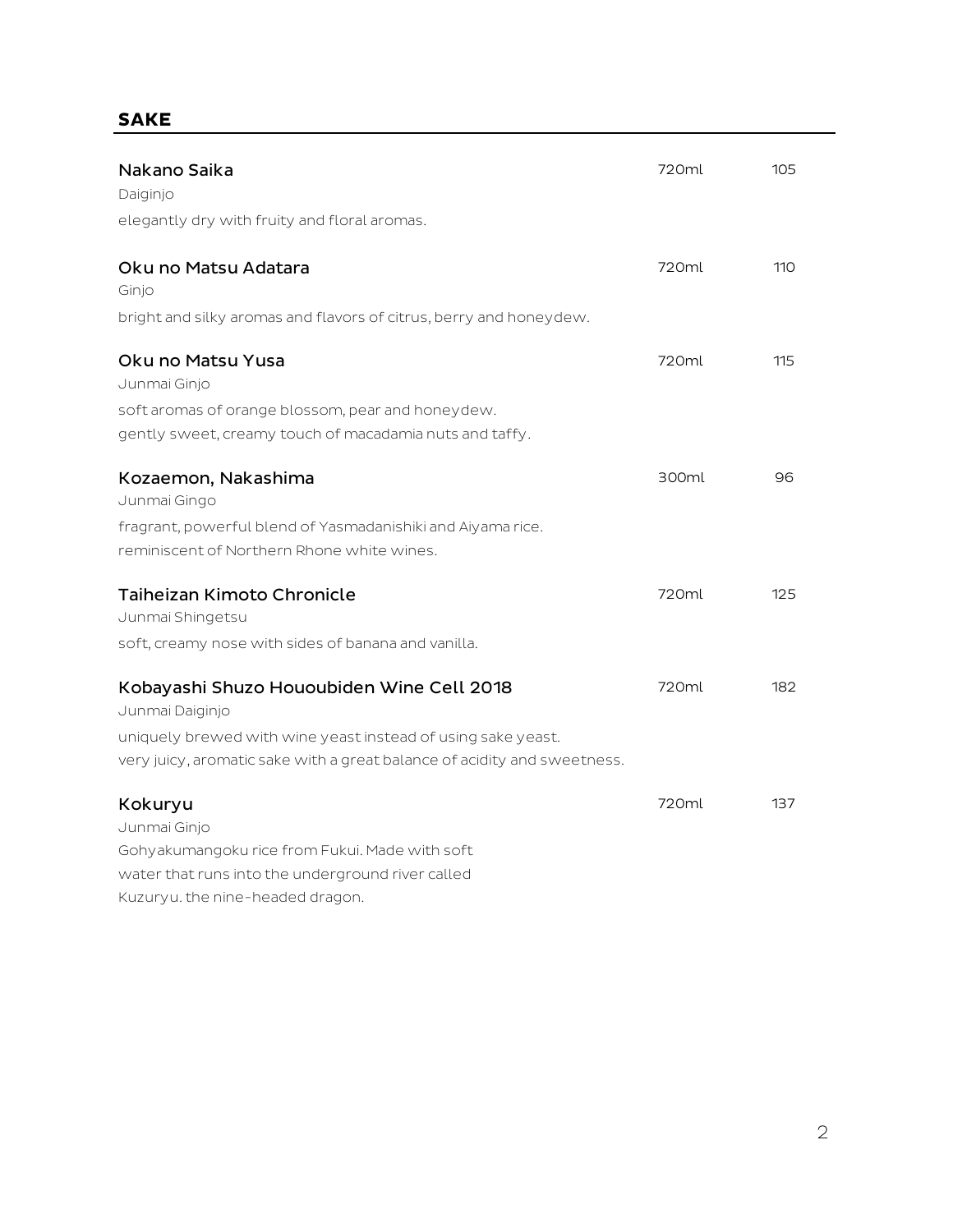## SAKE

**Nakano Saika** — 720ml — 105
Daiginjo
elegantly dry with fruity and floral aromas.

**Oku no Matsu Adatara** — 720ml — 110
Ginjo
bright and silky aromas and flavors of citrus, berry and honeydew.

**Oku no Matsu Yusa** — 720ml — 115
Junmai Ginjo
soft aromas of orange blossom, pear and honeydew.
gently sweet, creamy touch of macadamia nuts and taffy.

**Kozaemon, Nakashima** — 300ml — 96
Junmai Gingo
fragrant, powerful blend of Yasmadanishiki and Aiyama rice.
reminiscent of Northern Rhone white wines.

**Taiheizan Kimoto Chronicle** — 720ml — 125
Junmai Shingetsu
soft, creamy nose with sides of banana and vanilla.

**Kobayashi Shuzo Hououbiden Wine Cell 2018** — 720ml — 182
Junmai Daiginjo
uniquely brewed with wine yeast instead of using sake yeast.
very juicy, aromatic sake with a great balance of acidity and sweetness.

**Kokuryu** — 720ml — 137
Junmai Ginjo
Gohyakumangoku rice from Fukui. Made with soft
water that runs into the underground river called
Kuzuryu. the nine-headed dragon.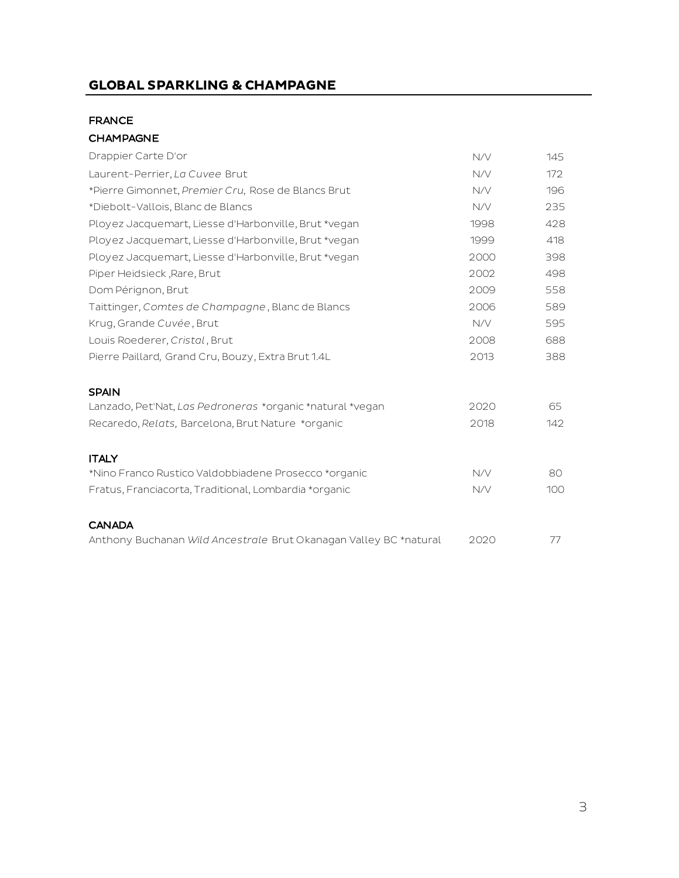## GLOBAL SPARKLING & CHAMPAGNE

### FRANCE

### CHAMPAGNE

| | | |
|---|---|---|
| Drappier Carte D'or | N/V | 145 |
| Laurent-Perrier, *La Cuvee* Brut | N/V | 172 |
| *Pierre Gimonnet, *Premier Cru,* Rose de Blancs Brut | N/V | 196 |
| *Diebolt-Vallois, Blanc de Blancs | N/V | 235 |
| Ployez Jacquemart, Liesse d'Harbonville, Brut *vegan | 1998 | 428 |
| Ployez Jacquemart, Liesse d'Harbonville, Brut *vegan | 1999 | 418 |
| Ployez Jacquemart, Liesse d'Harbonville, Brut *vegan | 2000 | 398 |
| Piper Heidsieck ,Rare, Brut | 2002 | 498 |
| Dom Pérignon, Brut | 2009 | 558 |
| Taittinger, *Comtes de Champagne*, Blanc de Blancs | 2006 | 589 |
| Krug, Grande *Cuvée*, Brut | N/V | 595 |
| Louis Roederer, *Cristal*, Brut | 2008 | 688 |
| Pierre Paillard, Grand Cru, Bouzy, Extra Brut 1.4L | 2013 | 388 |

### SPAIN

| | | |
|---|---|---|
| Lanzado, Pet'Nat, *Las Pedroneras* *organic *natural *vegan | 2020 | 65 |
| Recaredo, *Relats,* Barcelona, Brut Nature *organic | 2018 | 142 |

### ITALY

| | | |
|---|---|---|
| *Nino Franco Rustico Valdobbiadene Prosecco *organic | N/V | 80 |
| Fratus, Franciacorta, Traditional, Lombardia *organic | N/V | 100 |

### CANADA

| | | |
|---|---|---|
| Anthony Buchanan *Wild Ancestrale* Brut Okanagan Valley BC *natural | 2020 | 77 |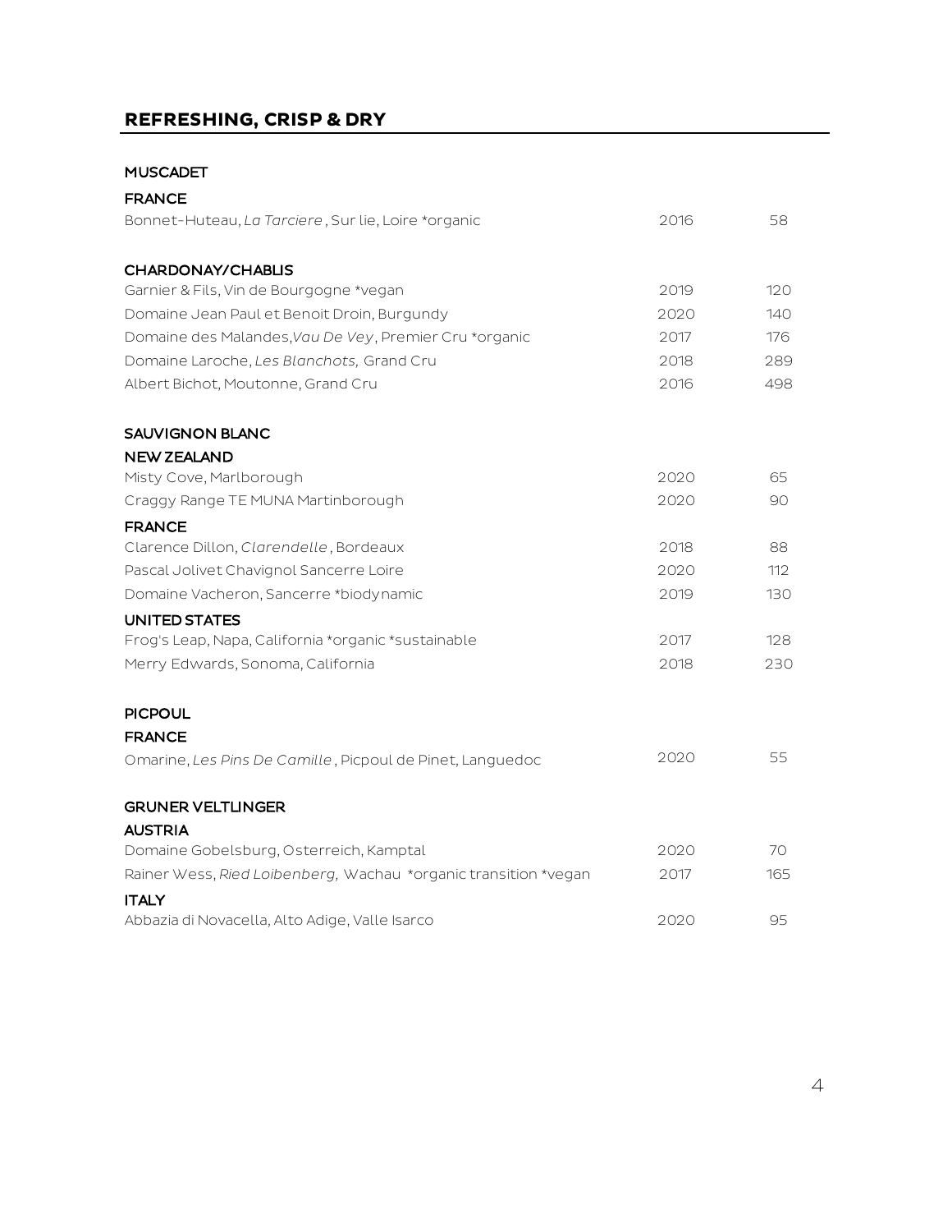## REFRESHING, CRISP & DRY

### MUSCADET

**FRANCE**

| | | |
|---|---|---|
| Bonnet-Huteau, *La Tarciere* , Sur lie, Loire *organic | 2016 | 58 |

### CHARDONAY/CHABLIS

| | | |
|---|---|---|
| Garnier & Fils, Vin de Bourgogne *vegan | 2019 | 120 |
| Domaine Jean Paul et Benoit Droin, Burgundy | 2020 | 140 |
| Domaine des Malandes,*Vau De Vey*, Premier Cru *organic | 2017 | 176 |
| Domaine Laroche, *Les Blanchots,* Grand Cru | 2018 | 289 |
| Albert Bichot, Moutonne, Grand Cru | 2016 | 498 |

### SAUVIGNON BLANC

**NEW ZEALAND**

| | | |
|---|---|---|
| Misty Cove, Marlborough | 2020 | 65 |
| Craggy Range TE MUNA Martinborough | 2020 | 90 |

**FRANCE**

| | | |
|---|---|---|
| Clarence Dillon, *Clarendelle* , Bordeaux | 2018 | 88 |
| Pascal Jolivet Chavignol Sancerre Loire | 2020 | 112 |
| Domaine Vacheron, Sancerre *biodynamic | 2019 | 130 |

**UNITED STATES**

| | | |
|---|---|---|
| Frog's Leap, Napa, California *organic *sustainable | 2017 | 128 |
| Merry Edwards, Sonoma, California | 2018 | 230 |

### PICPOUL

**FRANCE**

| | | |
|---|---|---|
| Omarine, *Les Pins De Camille* , Picpoul de Pinet, Languedoc | 2020 | 55 |

### GRUNER VELTLINGER

**AUSTRIA**

| | | |
|---|---|---|
| Domaine Gobelsburg, Osterreich, Kamptal | 2020 | 70 |
| Rainer Wess, *Ried Loibenberg,* Wachau *organic transition *vegan | 2017 | 165 |

**ITALY**

| | | |
|---|---|---|
| Abbazia di Novacella, Alto Adige, Valle Isarco | 2020 | 95 |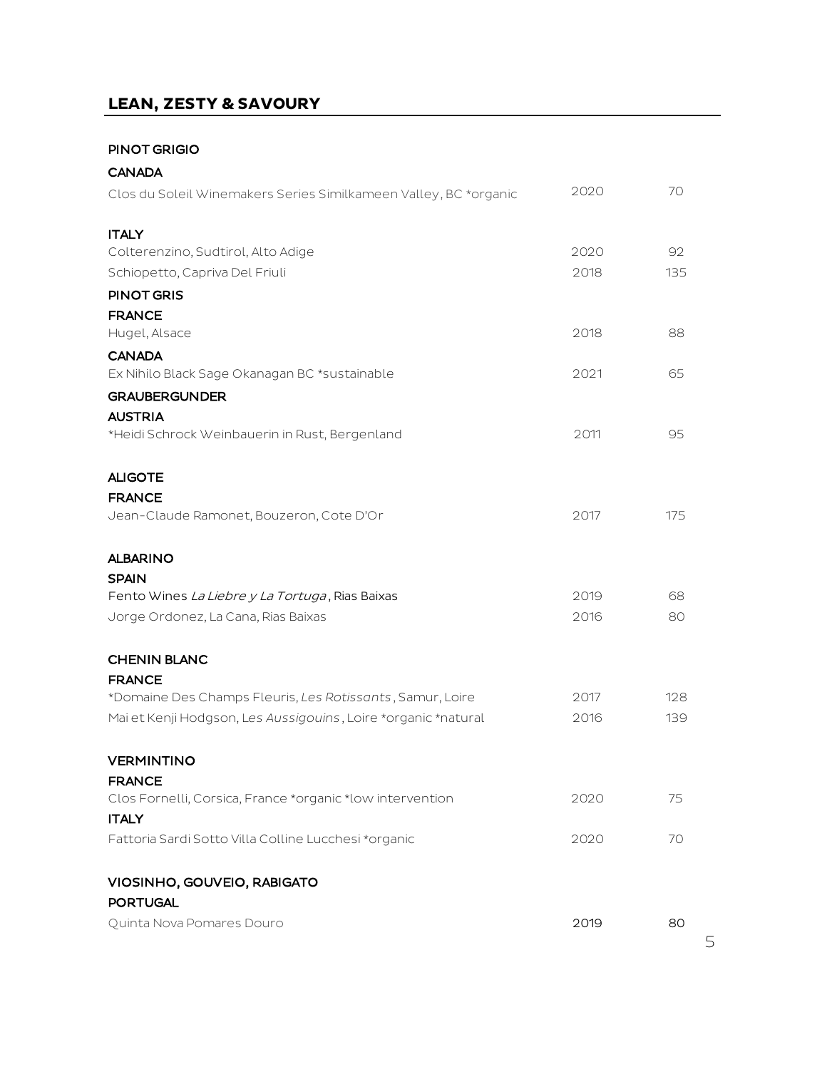## LEAN, ZESTY & SAVOURY

**PINOT GRIGIO**

**CANADA**

| | | |
|---|---|---|
| Clos du Soleil Winemakers Series Similkameen Valley, BC *organic | 2020 | 70 |

**ITALY**

| | | |
|---|---|---|
| Colterenzino, Sudtirol, Alto Adige | 2020 | 92 |
| Schiopetto, Capriva Del Friuli | 2018 | 135 |

**PINOT GRIS**

**FRANCE**

| | | |
|---|---|---|
| Hugel, Alsace | 2018 | 88 |

**CANADA**

| | | |
|---|---|---|
| Ex Nihilo Black Sage Okanagan BC *sustainable | 2021 | 65 |

**GRAUBERGUNDER**

**AUSTRIA**

| | | |
|---|---|---|
| *Heidi Schrock Weinbauerin in Rust, Bergenland | 2011 | 95 |

**ALIGOTE**

**FRANCE**

| | | |
|---|---|---|
| Jean-Claude Ramonet, Bouzeron, Cote D'Or | 2017 | 175 |

**ALBARINO**

**SPAIN**

| | | |
|---|---|---|
| Fento Wines *La Liebre y La Tortuga*, Rias Baixas | 2019 | 68 |
| Jorge Ordonez, La Cana, Rias Baixas | 2016 | 80 |

**CHENIN BLANC**

**FRANCE**

| | | |
|---|---|---|
| *Domaine Des Champs Fleuris, *Les Rotissants*, Samur, Loire | 2017 | 128 |
| Mai et Kenji Hodgson, L*es Aussigouins*, Loire *organic *natural | 2016 | 139 |

**VERMINTINO**

**FRANCE**

| | | |
|---|---|---|
| Clos Fornelli, Corsica, France *organic *low intervention | 2020 | 75 |

**ITALY**

| | | |
|---|---|---|
| Fattoria Sardi Sotto Villa Colline Lucchesi *organic | 2020 | 70 |

**VIOSINHO, GOUVEIO, RABIGATO**

**PORTUGAL**

| | | |
|---|---|---|
| Quinta Nova Pomares Douro | 2019 | 80 |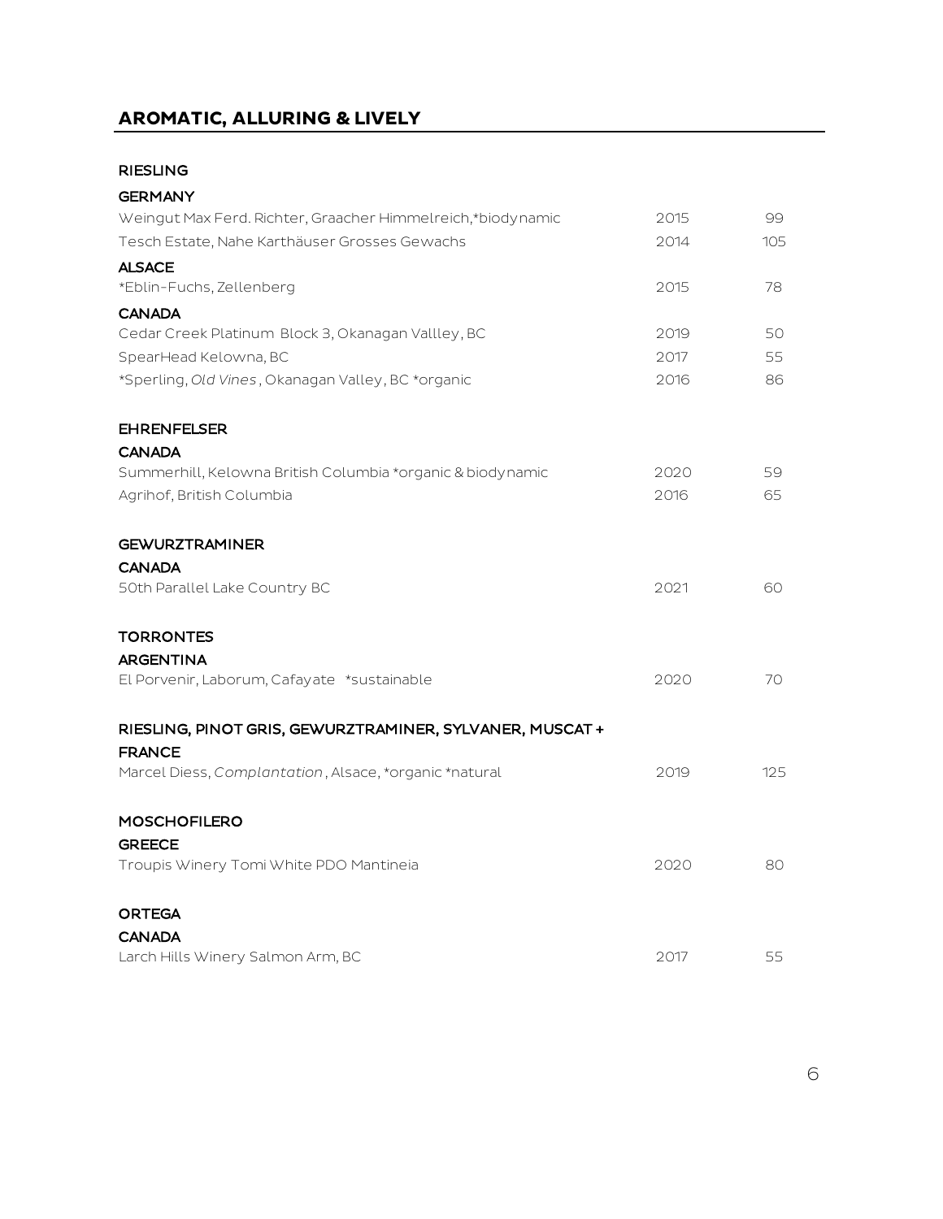## AROMATIC, ALLURING & LIVELY

### RIESLING

**GERMANY**

| | | |
|---|---|---|
| Weingut Max Ferd. Richter, Graacher Himmelreich,*biodynamic | 2015 | 99 |
| Tesch Estate, Nahe Karthäuser Grosses Gewachs | 2014 | 105 |

**ALSACE**

| | | |
|---|---|---|
| *Eblin-Fuchs, Zellenberg | 2015 | 78 |

**CANADA**

| | | |
|---|---|---|
| Cedar Creek Platinum Block 3, Okanagan Vallley, BC | 2019 | 50 |
| SpearHead Kelowna, BC | 2017 | 55 |
| *Sperling, *Old Vines*, Okanagan Valley, BC *organic | 2016 | 86 |

### EHRENFELSER

**CANADA**

| | | |
|---|---|---|
| Summerhill, Kelowna British Columbia *organic & biodynamic | 2020 | 59 |
| Agrihof, British Columbia | 2016 | 65 |

### GEWURZTRAMINER

**CANADA**

| | | |
|---|---|---|
| 50th Parallel Lake Country BC | 2021 | 60 |

### TORRONTES

**ARGENTINA**

| | | |
|---|---|---|
| El Porvenir, Laborum, Cafayate *sustainable | 2020 | 70 |

### RIESLING, PINOT GRIS, GEWURZTRAMINER, SYLVANER, MUSCAT +

**FRANCE**

| | | |
|---|---|---|
| Marcel Diess, *Complantation*, Alsace, *organic *natural | 2019 | 125 |

### MOSCHOFILERO

**GREECE**

| | | |
|---|---|---|
| Troupis Winery Tomi White PDO Mantineia | 2020 | 80 |

### ORTEGA

**CANADA**

| | | |
|---|---|---|
| Larch Hills Winery Salmon Arm, BC | 2017 | 55 |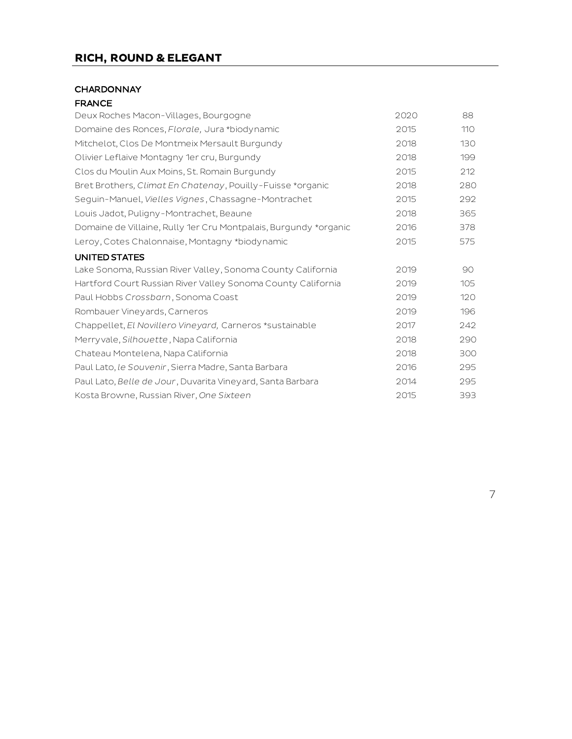## RICH, ROUND & ELEGANT

### CHARDONNAY

#### FRANCE

| | | |
|---|---|---|
| Deux Roches Macon-Villages, Bourgogne | 2020 | 88 |
| Domaine des Ronces, *Florale,* Jura *biodynamic | 2015 | 110 |
| Mitchelot, Clos De Montmeix Mersault Burgundy | 2018 | 130 |
| Olivier Leflaive Montagny 1er cru, Burgundy | 2018 | 199 |
| Clos du Moulin Aux Moins, St. Romain Burgundy | 2015 | 212 |
| Bret Brothers*, Climat En Chatenay*, Pouilly-Fuisse *organic | 2018 | 280 |
| Seguin-Manuel, *Vielles Vignes*, Chassagne-Montrachet | 2015 | 292 |
| Louis Jadot, Puligny-Montrachet, Beaune | 2018 | 365 |
| Domaine de Villaine, Rully 1er Cru Montpalais, Burgundy *organic | 2016 | 378 |
| Leroy, Cotes Chalonnaise, Montagny *biodynamic | 2015 | 575 |

#### UNITED STATES

| | | |
|---|---|---|
| Lake Sonoma, Russian River Valley, Sonoma County California | 2019 | 90 |
| Hartford Court Russian River Valley Sonoma County California | 2019 | 105 |
| Paul Hobbs *Crossbarn*, Sonoma Coast | 2019 | 120 |
| Rombauer Vineyards, Carneros | 2019 | 196 |
| Chappellet, *El Novillero Vineyard,* Carneros *sustainable | 2017 | 242 |
| Merryvale, *Silhouette*, Napa California | 2018 | 290 |
| Chateau Montelena, Napa California | 2018 | 300 |
| Paul Lato, *le Souvenir*, Sierra Madre, Santa Barbara | 2016 | 295 |
| Paul Lato, *Belle de Jour*, Duvarita Vineyard, Santa Barbara | 2014 | 295 |
| Kosta Browne, Russian River, *One Sixteen* | 2015 | 393 |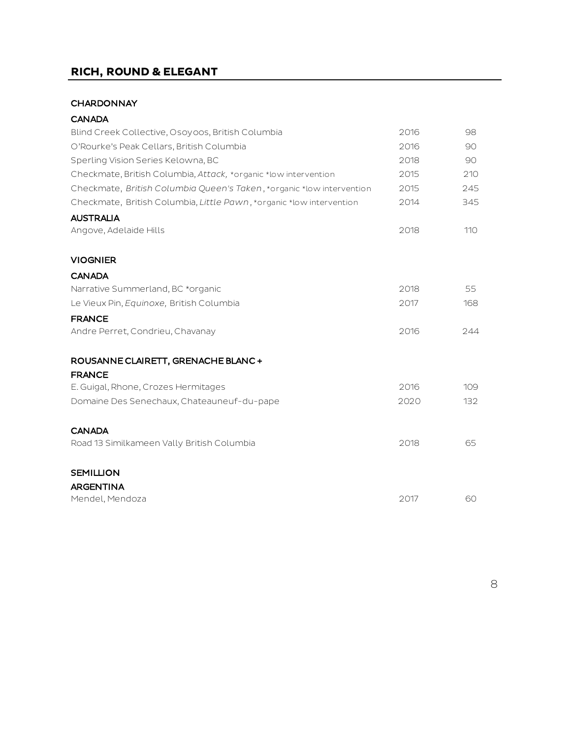## RICH, ROUND & ELEGANT

### CHARDONNAY

#### CANADA

| | | |
|---|---|---|
| Blind Creek Collective, Osoyoos, British Columbia | 2016 | 98 |
| O'Rourke's Peak Cellars, British Columbia | 2016 | 90 |
| Sperling Vision Series Kelowna, BC | 2018 | 90 |
| Checkmate, British Columbia, *Attack,* *organic *low intervention | 2015 | 210 |
| Checkmate, *British Columbia Queen's Taken*, *organic *low intervention | 2015 | 245 |
| Checkmate, British Columbia, *Little Pawn*, *organic *low intervention | 2014 | 345 |

#### AUSTRALIA

| | | |
|---|---|---|
| Angove, Adelaide Hills | 2018 | 110 |

### VIOGNIER

#### CANADA

| | | |
|---|---|---|
| Narrative Summerland, BC *organic | 2018 | 55 |
| Le Vieux Pin, *Equinoxe,* British Columbia | 2017 | 168 |

#### FRANCE

| | | |
|---|---|---|
| Andre Perret, Condrieu, Chavanay | 2016 | 244 |

### ROUSANNE CLAIRETT, GRENACHE BLANC +

#### FRANCE

| | | |
|---|---|---|
| E. Guigal, Rhone, Crozes Hermitages | 2016 | 109 |
| Domaine Des Senechaux, Chateauneuf-du-pape | 2020 | 132 |

#### CANADA

| | | |
|---|---|---|
| Road 13 Similkameen Vally British Columbia | 2018 | 65 |

### SEMILLION

#### ARGENTINA

| | | |
|---|---|---|
| Mendel, Mendoza | 2017 | 60 |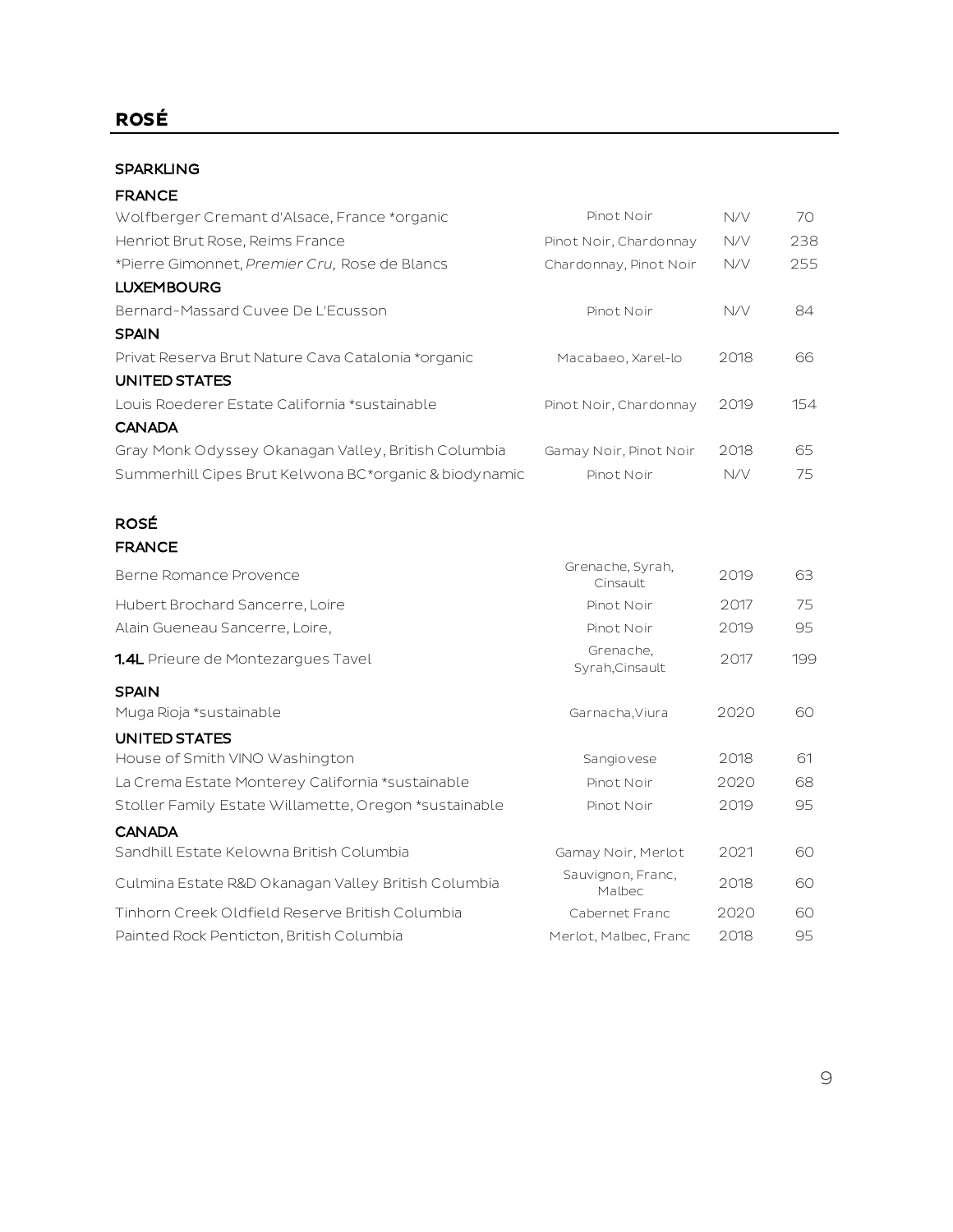# ROSÉ

## SPARKLING

### FRANCE

| | | | |
|---|---|---|---|
| Wolfberger Cremant d'Alsace, France *organic | Pinot Noir | N/V | 70 |
| Henriot Brut Rose, Reims France | Pinot Noir, Chardonnay | N/V | 238 |
| *Pierre Gimonnet, *Premier Cru,* Rose de Blancs | Chardonnay, Pinot Noir | N/V | 255 |

### LUXEMBOURG

| | | | |
|---|---|---|---|
| Bernard-Massard Cuvee De L'Ecusson | Pinot Noir | N/V | 84 |

### SPAIN

| | | | |
|---|---|---|---|
| Privat Reserva Brut Nature Cava Catalonia *organic | Macabaeo, Xarel-lo | 2018 | 66 |

### UNITED STATES

| | | | |
|---|---|---|---|
| Louis Roederer Estate California *sustainable | Pinot Noir, Chardonnay | 2019 | 154 |

### CANADA

| | | | |
|---|---|---|---|
| Gray Monk Odyssey Okanagan Valley, British Columbia | Gamay Noir, Pinot Noir | 2018 | 65 |
| Summerhill Cipes Brut Kelwona BC*organic & biodynamic | Pinot Noir | N/V | 75 |

## ROSÉ

### FRANCE

| | | | |
|---|---|---|---|
| Berne Romance Provence | Grenache, Syrah, Cinsault | 2019 | 63 |
| Hubert Brochard Sancerre, Loire | Pinot Noir | 2017 | 75 |
| Alain Gueneau Sancerre, Loire, | Pinot Noir | 2019 | 95 |
| **1.4L** Prieure de Montezargues Tavel | Grenache, Syrah,Cinsault | 2017 | 199 |

### SPAIN

| | | | |
|---|---|---|---|
| Muga Rioja *sustainable | Garnacha,Viura | 2020 | 60 |

### UNITED STATES

| | | | |
|---|---|---|---|
| House of Smith VINO Washington | Sangiovese | 2018 | 61 |
| La Crema Estate Monterey California *sustainable | Pinot Noir | 2020 | 68 |
| Stoller Family Estate Willamette, Oregon *sustainable | Pinot Noir | 2019 | 95 |

### CANADA

| | | | |
|---|---|---|---|
| Sandhill Estate Kelowna British Columbia | Gamay Noir, Merlot | 2021 | 60 |
| Culmina Estate R&D Okanagan Valley British Columbia | Sauvignon, Franc, Malbec | 2018 | 60 |
| Tinhorn Creek Oldfield Reserve British Columbia | Cabernet Franc | 2020 | 60 |
| Painted Rock Penticton, British Columbia | Merlot, Malbec, Franc | 2018 | 95 |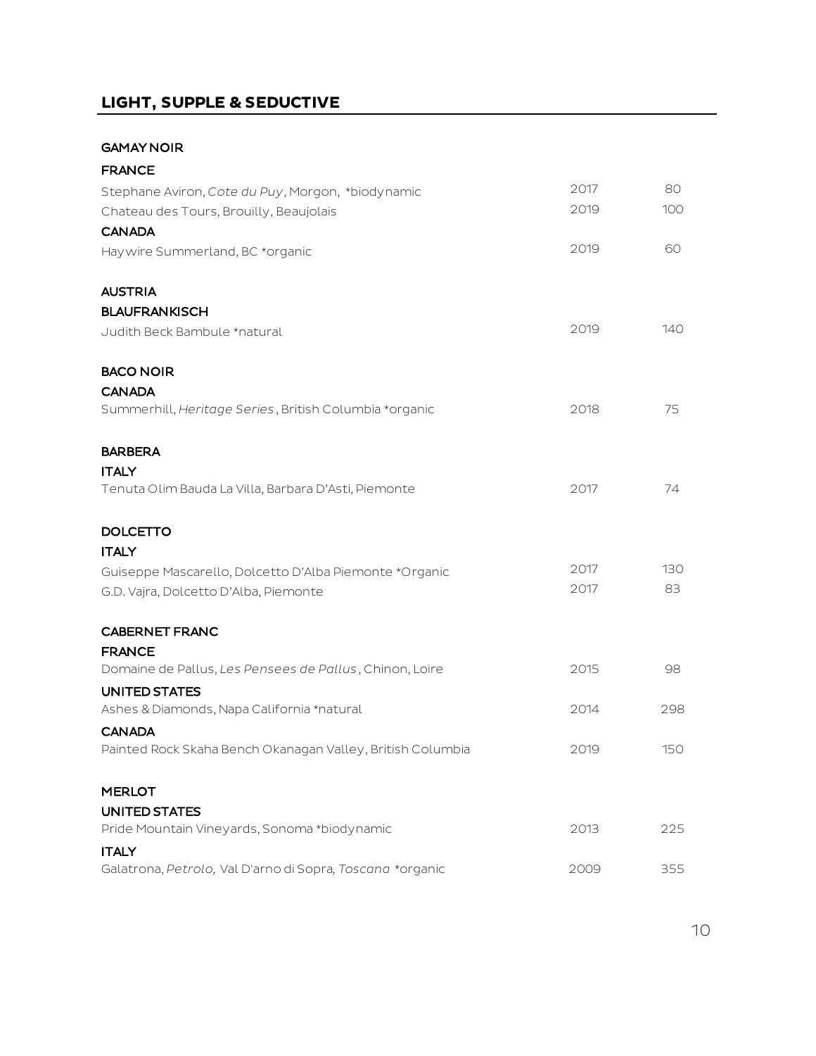## LIGHT, SUPPLE & SEDUCTIVE

**GAMAY NOIR**

**FRANCE**

| | | |
|---|---|---|
| Stephane Aviron, *Cote du Puy*, Morgon, *biodynamic | 2017 | 80 |
| Chateau des Tours, Brouilly, Beaujolais | 2019 | 100 |

**CANADA**

| | | |
|---|---|---|
| Haywire Summerland, BC *organic | 2019 | 60 |

**AUSTRIA**

**BLAUFRANKISCH**

| | | |
|---|---|---|
| Judith Beck Bambule *natural | 2019 | 140 |

**BACO NOIR**

**CANADA**

| | | |
|---|---|---|
| Summerhill, *Heritage Series*, British Columbia *organic | 2018 | 75 |

**BARBERA**

**ITALY**

| | | |
|---|---|---|
| Tenuta Olim Bauda La Villa, Barbara D'Asti, Piemonte | 2017 | 74 |

**DOLCETTO**

**ITALY**

| | | |
|---|---|---|
| Guiseppe Mascarello, Dolcetto D'Alba Piemonte *Organic | 2017 | 130 |
| G.D. Vajra, Dolcetto D'Alba, Piemonte | 2017 | 83 |

**CABERNET FRANC**

**FRANCE**

| | | |
|---|---|---|
| Domaine de Pallus, *Les Pensees de Pallus*, Chinon, Loire | 2015 | 98 |

**UNITED STATES**

| | | |
|---|---|---|
| Ashes & Diamonds, Napa California *natural | 2014 | 298 |

**CANADA**

| | | |
|---|---|---|
| Painted Rock Skaha Bench Okanagan Valley, British Columbia | 2019 | 150 |

**MERLOT**

**UNITED STATES**

| | | |
|---|---|---|
| Pride Mountain Vineyards, Sonoma *biodynamic | 2013 | 225 |

**ITALY**

| | | |
|---|---|---|
| Galatrona, *Petrolo,* Val D'arno di Sopra, *Toscana* *organic | 2009 | 355 |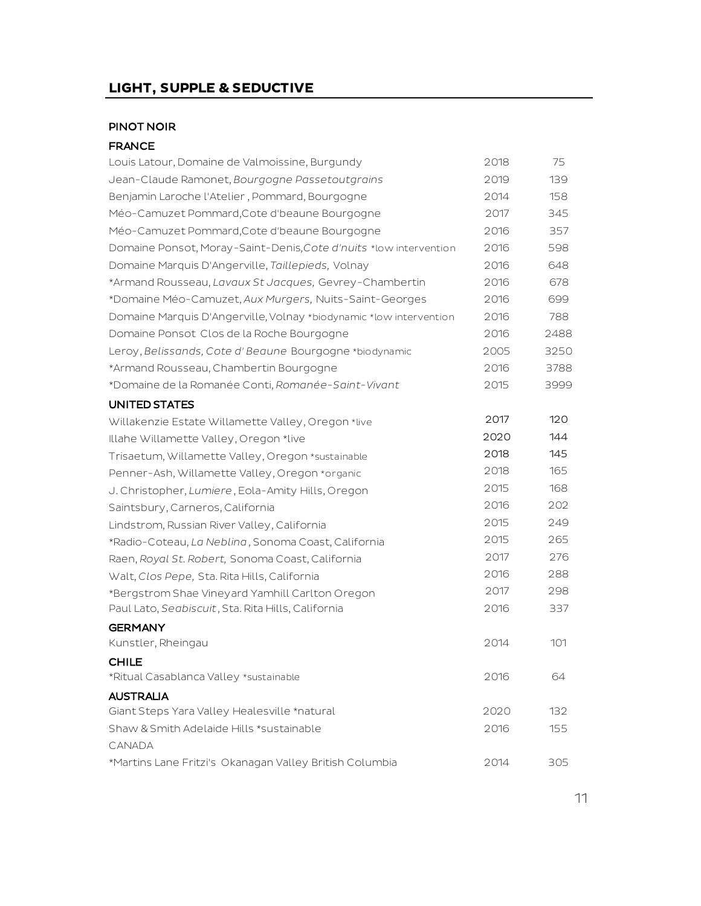## LIGHT, SUPPLE & SEDUCTIVE

### PINOT NOIR

#### FRANCE

| | | |
|---|---|---|
| Louis Latour, Domaine de Valmoissine, Burgundy | 2018 | 75 |
| Jean-Claude Ramonet, *Bourgogne Passetoutgrains* | 2019 | 139 |
| Benjamin Laroche l'Atelier , Pommard, Bourgogne | 2014 | 158 |
| Méo-Camuzet Pommard,Cote d'beaune Bourgogne | 2017 | 345 |
| Méo-Camuzet Pommard,Cote d'beaune Bourgogne | 2016 | 357 |
| Domaine Ponsot, Moray-Saint-Denis,*Cote d'nuits* *low intervention | 2016 | 598 |
| Domaine Marquis D'Angerville, *Taillepieds,* Volnay | 2016 | 648 |
| *Armand Rousseau, *Lavaux St Jacques,* Gevrey-Chambertin | 2016 | 678 |
| *Domaine Méo-Camuzet, *Aux Murgers,* Nuits-Saint-Georges | 2016 | 699 |
| Domaine Marquis D'Angerville, Volnay *biodynamic *low intervention | 2016 | 788 |
| Domaine Ponsot Clos de la Roche Bourgogne | 2016 | 2488 |
| Leroy, *Belissands, Cote d' Beaune* Bourgogne *biodynamic | 2005 | 3250 |
| *Armand Rousseau, Chambertin Bourgogne | 2016 | 3788 |
| *Domaine de la Romanée Conti, *Romanée-Saint-Vivant* | 2015 | 3999 |

#### UNITED STATES

| | | |
|---|---|---|
| Willakenzie Estate Willamette Valley, Oregon *live | 2017 | 120 |
| Illahe Willamette Valley, Oregon *live | 2020 | 144 |
| Trisaetum, Willamette Valley, Oregon *sustainable | 2018 | 145 |
| Penner-Ash, Willamette Valley, Oregon *organic | 2018 | 165 |
| J. Christopher, *Lumiere* , Eola-Amity Hills, Oregon | 2015 | 168 |
| Saintsbury, Carneros, California | 2016 | 202 |
| Lindstrom, Russian River Valley, California | 2015 | 249 |
| *Radio-Coteau, *La Neblina* , Sonoma Coast, California | 2015 | 265 |
| Raen, *Royal St. Robert,* Sonoma Coast, California | 2017 | 276 |
| Walt, *Clos Pepe,* Sta. Rita Hills, California | 2016 | 288 |
| *Bergstrom Shae Vineyard Yamhill Carlton Oregon | 2017 | 298 |
| Paul Lato, *Seabiscuit* , Sta. Rita Hills, California | 2016 | 337 |

#### GERMANY

| | | |
|---|---|---|
| Kunstler, Rheingau | 2014 | 101 |

#### CHILE

| | | |
|---|---|---|
| *Ritual Casablanca Valley *sustainable | 2016 | 64 |

#### AUSTRALIA

| | | |
|---|---|---|
| Giant Steps Yara Valley Healesville *natural | 2020 | 132 |
| Shaw & Smith Adelaide Hills *sustainable | 2016 | 155 |

CANADA

| | | |
|---|---|---|
| *Martins Lane Fritzi's Okanagan Valley British Columbia | 2014 | 305 |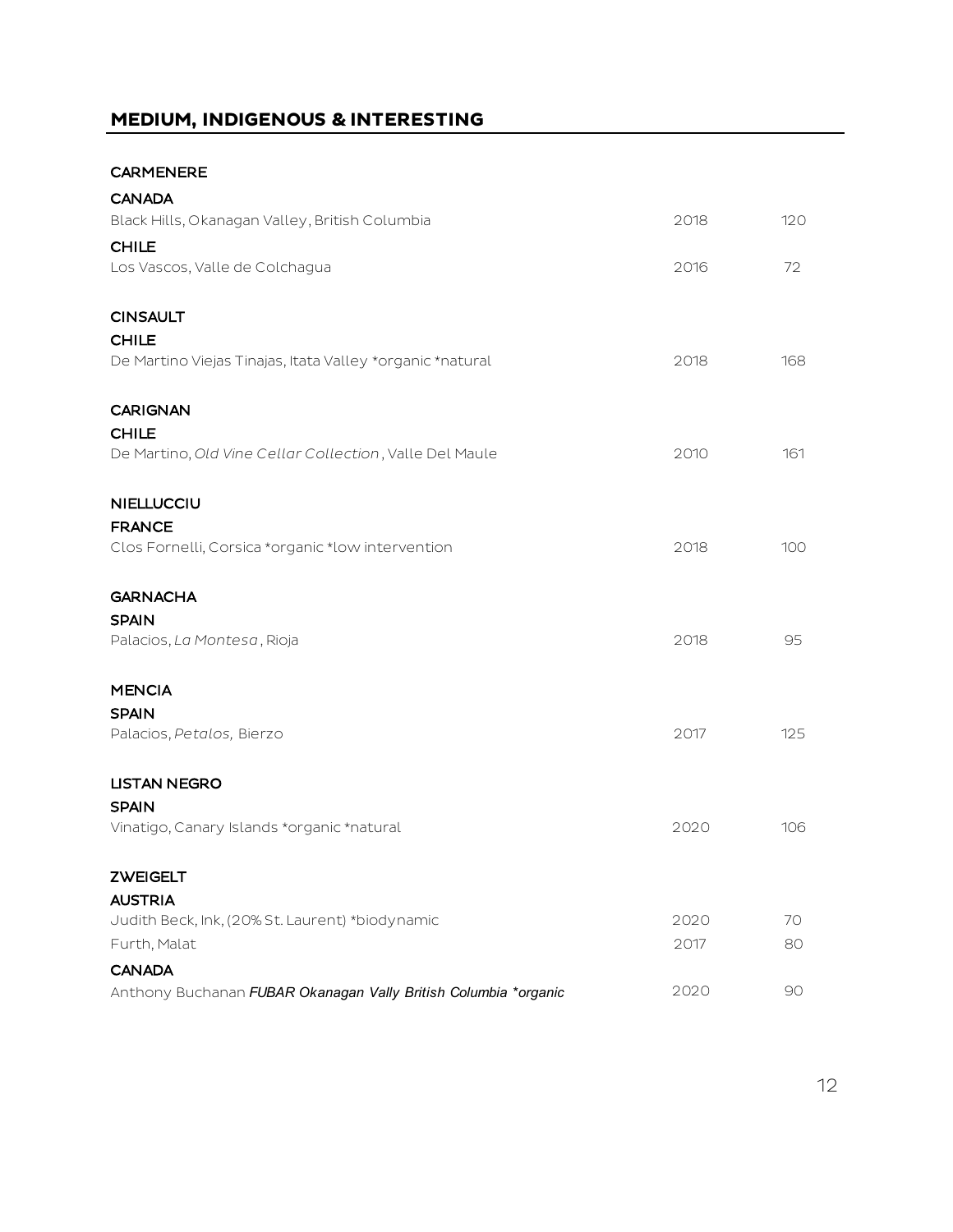## MEDIUM, INDIGENOUS & INTERESTING

### CARMENERE

**CANADA**

| | | |
|---|---|---|
| Black Hills, Okanagan Valley, British Columbia | 2018 | 120 |

**CHILE**

| | | |
|---|---|---|
| Los Vascos, Valle de Colchagua | 2016 | 72 |

### CINSAULT

**CHILE**

| | | |
|---|---|---|
| De Martino Viejas Tinajas, Itata Valley *organic *natural | 2018 | 168 |

### CARIGNAN

**CHILE**

| | | |
|---|---|---|
| De Martino, *Old Vine Cellar Collection*, Valle Del Maule | 2010 | 161 |

### NIELLUCCIU

**FRANCE**

| | | |
|---|---|---|
| Clos Fornelli, Corsica *organic *low intervention | 2018 | 100 |

### GARNACHA

**SPAIN**

| | | |
|---|---|---|
| Palacios, *La Montesa*, Rioja | 2018 | 95 |

### MENCIA

**SPAIN**

| | | |
|---|---|---|
| Palacios, *Petalos,* Bierzo | 2017 | 125 |

### LISTAN NEGRO

**SPAIN**

| | | |
|---|---|---|
| Vinatigo, Canary Islands *organic *natural | 2020 | 106 |

### ZWEIGELT

**AUSTRIA**

| | | |
|---|---|---|
| Judith Beck, Ink, (20% St. Laurent) *biodynamic | 2020 | 70 |
| Furth, Malat | 2017 | 80 |

**CANADA**

| | | |
|---|---|---|
| Anthony Buchanan ***FUBAR Okanagan Vally British Columbia *organic*** | 2020 | 90 |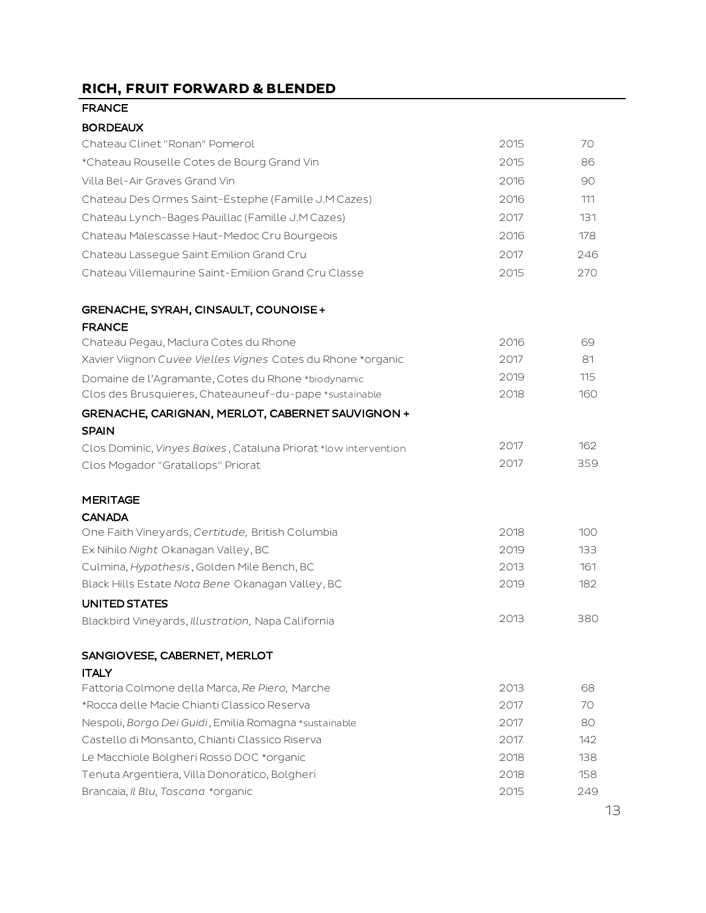## RICH, FRUIT FORWARD & BLENDED

### FRANCE

#### BORDEAUX

| Wine | Vintage | Price |
|---|---|---|
| Chateau Clinet "Ronan" Pomerol | 2015 | 70 |
| *Chateau Rouselle Cotes de Bourg Grand Vin | 2015 | 86 |
| Villa Bel-Air Graves Grand Vin | 2016 | 90 |
| Chateau Des Ormes Saint-Estephe (Famille J.M Cazes) | 2016 | 111 |
| Chateau Lynch-Bages Pauillac (Famille J.M Cazes) | 2017 | 131 |
| Chateau Malescasse Haut-Medoc Cru Bourgeois | 2016 | 178 |
| Chateau Lassegue Saint Emilion Grand Cru | 2017 | 246 |
| Chateau Villemaurine Saint-Emilion Grand Cru Classe | 2015 | 270 |

### GRENACHE, SYRAH, CINSAULT, COUNOISE +

#### FRANCE

| Wine | Vintage | Price |
|---|---|---|
| Chateau Pegau, Maclura Cotes du Rhone | 2016 | 69 |
| Xavier Viignon *Cuvee Vielles Vignes* Cotes du Rhone *organic | 2017 | 81 |
| Domaine de l'Agramante, Cotes du Rhone *biodynamic | 2019 | 115 |
| Clos des Brusquieres, Chateauneuf-du-pape *sustainable | 2018 | 160 |

### GRENACHE, CARIGNAN, MERLOT, CABERNET SAUVIGNON +

#### SPAIN

| Wine | Vintage | Price |
|---|---|---|
| Clos Dominic, *Vinyes Baixes*, Cataluna Priorat *low intervention | 2017 | 162 |
| Clos Mogador "Gratallops" Priorat | 2017 | 359 |

### MERITAGE

#### CANADA

| Wine | Vintage | Price |
|---|---|---|
| One Faith Vineyards, *Certitude,* British Columbia | 2018 | 100 |
| Ex Nihilo *Night* Okanagan Valley, BC | 2019 | 133 |
| Culmina, *Hypothesis*, Golden Mile Bench, BC | 2013 | 161 |
| Black Hills Estate *Nota Bene* Okanagan Valley, BC | 2019 | 182 |

#### UNITED STATES

| Wine | Vintage | Price |
|---|---|---|
| Blackbird Vineyards, *Illustration,* Napa California | 2013 | 380 |

### SANGIOVESE, CABERNET, MERLOT

#### ITALY

| Wine | Vintage | Price |
|---|---|---|
| Fattoria Colmone della Marca, *Re Piero,* Marche | 2013 | 68 |
| *Rocca delle Macie Chianti Classico Reserva | 2017 | 70 |
| Nespoli, *Borgo Dei Guidi*, Emilia Romagna *sustainable | 2017 | 80 |
| Castello di Monsanto, Chianti Classico Riserva | 2017 | 142 |
| Le Macchiole Bolgheri Rosso DOC *organic | 2018 | 138 |
| Tenuta Argentiera, Villa Donoratico, Bolgheri | 2018 | 158 |
| Brancaia, *Il Blu, Toscana* *organic | 2015 | 249 |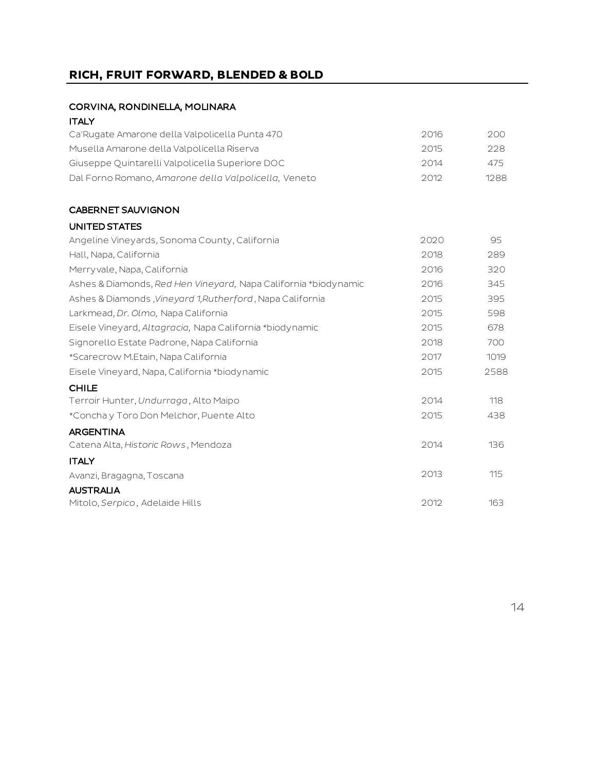## RICH, FRUIT FORWARD, BLENDED & BOLD

### CORVINA, RONDINELLA, MOLINARA

**ITALY**

| | | |
|---|---|---|
| Ca'Rugate Amarone della Valpolicella Punta 470 | 2016 | 200 |
| Musella Amarone della Valpolicella Riserva | 2015 | 228 |
| Giuseppe Quintarelli Valpolicella Superiore DOC | 2014 | 475 |
| Dal Forno Romano, *Amarone della Valpolicella,* Veneto | 2012 | 1288 |

### CABERNET SAUVIGNON

**UNITED STATES**

| | | |
|---|---|---|
| Angeline Vineyards, Sonoma County, California | 2020 | 95 |
| Hall, Napa, California | 2018 | 289 |
| Merryvale, Napa, California | 2016 | 320 |
| Ashes & Diamonds, *Red Hen Vineyard,* Napa California *biodynamic | 2016 | 345 |
| Ashes & Diamonds ,*Vineyard 1,Rutherford*, Napa California | 2015 | 395 |
| Larkmead, *Dr. Olmo,* Napa California | 2015 | 598 |
| Eisele Vineyard, *Altagracia,* Napa California *biodynamic | 2015 | 678 |
| Signorello Estate Padrone, Napa California | 2018 | 700 |
| *Scarecrow M.Etain, Napa California | 2017 | 1019 |
| Eisele Vineyard, Napa, California *biodynamic | 2015 | 2588 |

**CHILE**

| | | |
|---|---|---|
| Terroir Hunter, *Undurraga*, Alto Maipo | 2014 | 118 |
| *Concha y Toro Don Melchor, Puente Alto | 2015 | 438 |

**ARGENTINA**

| | | |
|---|---|---|
| Catena Alta, *Historic Rows*, Mendoza | 2014 | 136 |

**ITALY**

| | | |
|---|---|---|
| Avanzi, Bragagna, Toscana | 2013 | 115 |

**AUSTRALIA**

| | | |
|---|---|---|
| Mitolo, *Serpico*, Adelaide Hills | 2012 | 163 |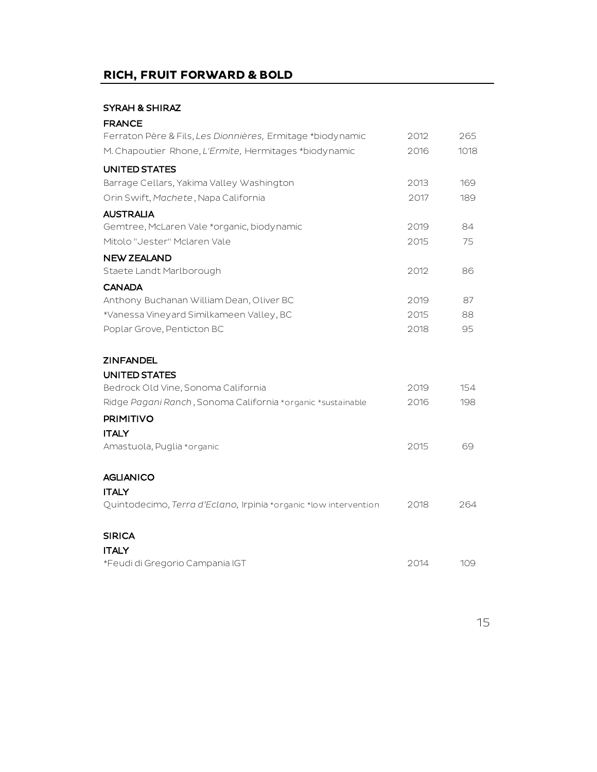## RICH, FRUIT FORWARD & BOLD

### SYRAH & SHIRAZ

**FRANCE**

| | | |
|---|---|---|
| Ferraton Père & Fils, *Les Dionnières,* Ermitage *biodynamic | 2012 | 265 |
| M. Chapoutier Rhone, *L'Ermite,* Hermitages *biodynamic | 2016 | 1018 |

**UNITED STATES**

| | | |
|---|---|---|
| Barrage Cellars, Yakima Valley Washington | 2013 | 169 |
| Orin Swift, *Machete* , Napa California | 2017 | 189 |

**AUSTRALIA**

| | | |
|---|---|---|
| Gemtree, McLaren Vale *organic, biodynamic | 2019 | 84 |
| Mitolo "Jester" Mclaren Vale | 2015 | 75 |

**NEW ZEALAND**

| | | |
|---|---|---|
| Staete Landt Marlborough | 2012 | 86 |

**CANADA**

| | | |
|---|---|---|
| Anthony Buchanan William Dean, Oliver BC | 2019 | 87 |
| *Vanessa Vineyard Similkameen Valley, BC | 2015 | 88 |
| Poplar Grove, Penticton BC | 2018 | 95 |

### ZINFANDEL

**UNITED STATES**

| | | |
|---|---|---|
| Bedrock Old Vine, Sonoma California | 2019 | 154 |
| Ridge *Pagani Ranch* , Sonoma California *organic *sustainable | 2016 | 198 |

### PRIMITIVO

**ITALY**

| | | |
|---|---|---|
| Amastuola, Puglia *organic | 2015 | 69 |

### AGLIANICO

**ITALY**

| | | |
|---|---|---|
| Quintodecimo, *Terra d'Eclano,* Irpinia *organic *low intervention | 2018 | 264 |

### SIRICA

**ITALY**

| | | |
|---|---|---|
| *Feudi di Gregorio Campania IGT | 2014 | 109 |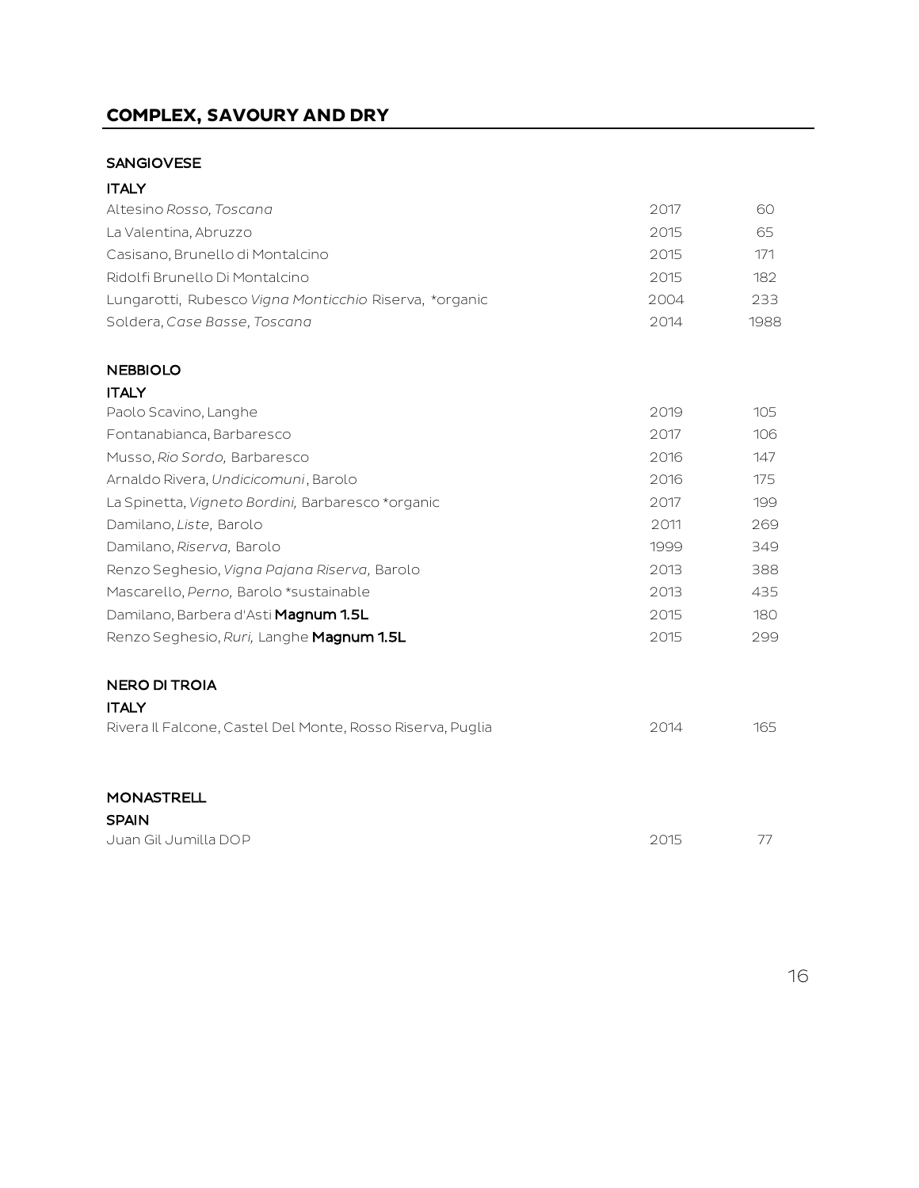## COMPLEX, SAVOURY AND DRY

### SANGIOVESE

#### ITALY

| | | |
|---|---|---|
| Altesino *Rosso, Toscana* | 2017 | 60 |
| La Valentina, Abruzzo | 2015 | 65 |
| Casisano, Brunello di Montalcino | 2015 | 171 |
| Ridolfi Brunello Di Montalcino | 2015 | 182 |
| Lungarotti, Rubesco *Vigna Monticchio* Riserva, *organic | 2004 | 233 |
| Soldera, *Case Basse, Toscana* | 2014 | 1988 |

### NEBBIOLO

#### ITALY

| | | |
|---|---|---|
| Paolo Scavino, Langhe | 2019 | 105 |
| Fontanabianca, Barbaresco | 2017 | 106 |
| Musso, *Rio Sordo,* Barbaresco | 2016 | 147 |
| Arnaldo Rivera, *Undicicomuni*, Barolo | 2016 | 175 |
| La Spinetta, *Vigneto Bordini,* Barbaresco *organic | 2017 | 199 |
| Damilano, *Liste,* Barolo | 2011 | 269 |
| Damilano, *Riserva,* Barolo | 1999 | 349 |
| Renzo Seghesio, *Vigna Pajana Riserva,* Barolo | 2013 | 388 |
| Mascarello, *Perno,* Barolo *sustainable | 2013 | 435 |
| Damilano, Barbera d'Asti **Magnum 1.5L** | 2015 | 180 |
| Renzo Seghesio, *Ruri,* Langhe **Magnum 1.5L** | 2015 | 299 |

### NERO DI TROIA

#### ITALY

| | | |
|---|---|---|
| Rivera Il Falcone, Castel Del Monte, Rosso Riserva, Puglia | 2014 | 165 |

### MONASTRELL

#### SPAIN

| | | |
|---|---|---|
| Juan Gil Jumilla DOP | 2015 | 77 |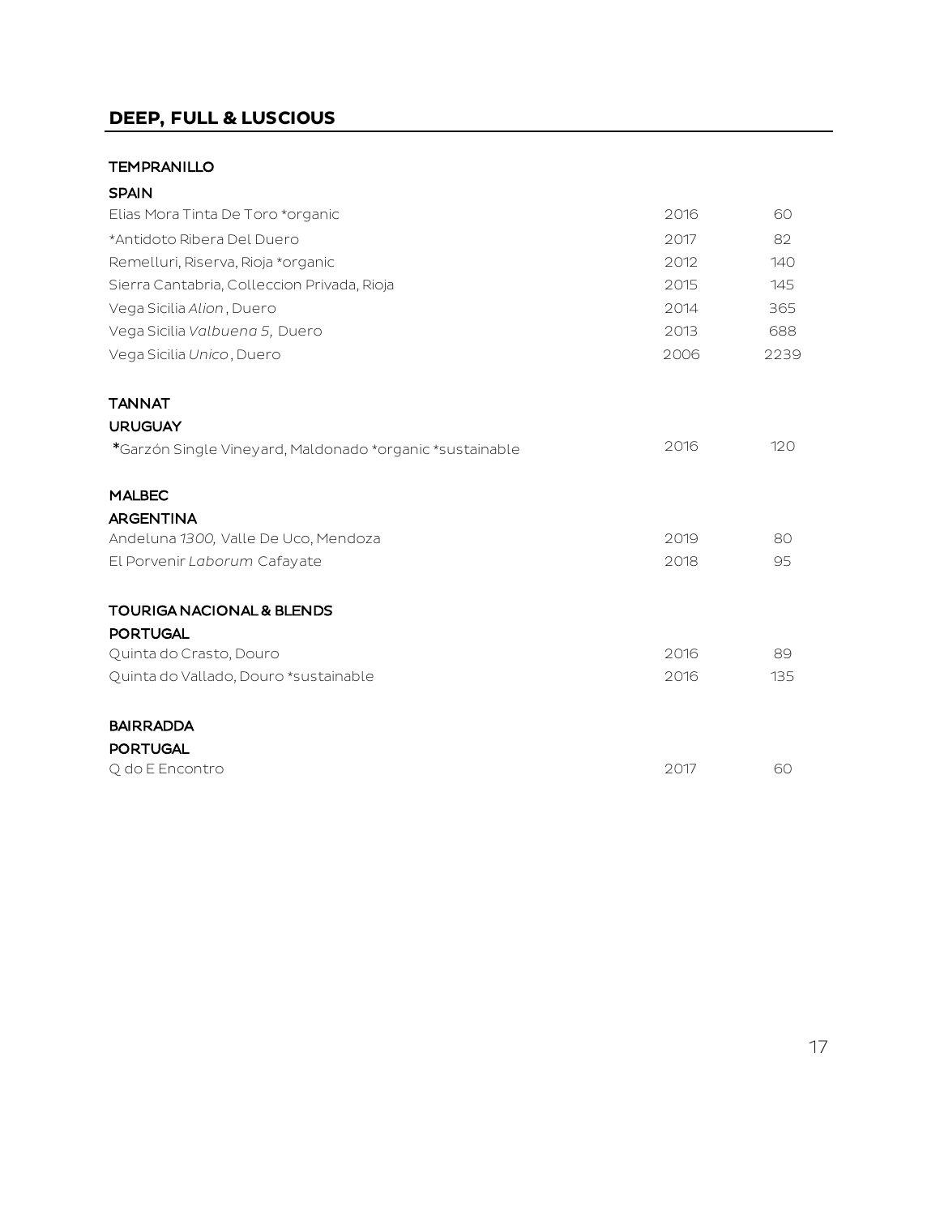## DEEP, FULL & LUSCIOUS

### TEMPRANILLO

**SPAIN**

| | | |
|---|---|---|
| Elias Mora Tinta De Toro *organic | 2016 | 60 |
| *Antidoto Ribera Del Duero | 2017 | 82 |
| Remelluri, Riserva, Rioja *organic | 2012 | 140 |
| Sierra Cantabria, Colleccion Privada, Rioja | 2015 | 145 |
| Vega Sicilia *Alion*, Duero | 2014 | 365 |
| Vega Sicilia *Valbuena 5,* Duero | 2013 | 688 |
| Vega Sicilia *Unico*, Duero | 2006 | 2239 |

### TANNAT

**URUGUAY**

| | | |
|---|---|---|
| *Garzón Single Vineyard, Maldonado *organic *sustainable | 2016 | 120 |

### MALBEC

**ARGENTINA**

| | | |
|---|---|---|
| Andeluna *1300,* Valle De Uco, Mendoza | 2019 | 80 |
| El Porvenir *Laborum* Cafayate | 2018 | 95 |

### TOURIGA NACIONAL & BLENDS

**PORTUGAL**

| | | |
|---|---|---|
| Quinta do Crasto, Douro | 2016 | 89 |
| Quinta do Vallado, Douro *sustainable | 2016 | 135 |

### BAIRRADDA

**PORTUGAL**

| | | |
|---|---|---|
| Q do E Encontro | 2017 | 60 |